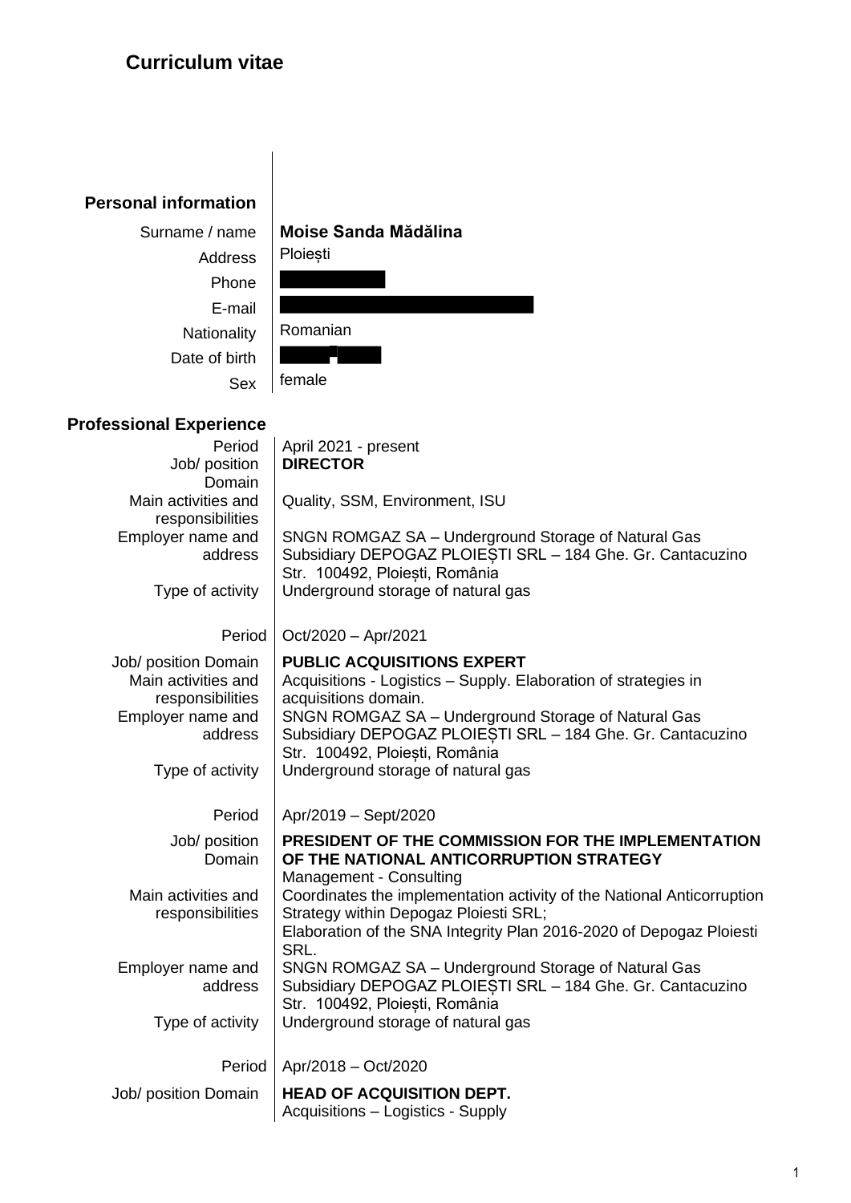# Curriculum vitae

## Personal information

| | |
|---|---|
| Surname / name | **Moise Sanda Mădălina** |
| Address | Ploiești |
| Phone | |
| E-mail | |
| Nationality | Romanian |
| Date of birth | |
| Sex | female |

## Professional Experience

| | |
|---|---|
| Period | April 2021 - present |
| Job/ position Domain | **DIRECTOR** |
| Main activities and responsibilities | Quality, SSM, Environment, ISU |
| Employer name and address | SNGN ROMGAZ SA – Underground Storage of Natural Gas Subsidiary DEPOGAZ PLOIEȘTI SRL – 184 Ghe. Gr. Cantacuzino Str. 100492, Ploiești, România |
| Type of activity | Underground storage of natural gas |
| | |
| Period | Oct/2020 – Apr/2021 |
| Job/ position Domain | **PUBLIC ACQUISITIONS EXPERT** |
| Main activities and responsibilities | Acquisitions - Logistics – Supply. Elaboration of strategies in acquisitions domain. |
| Employer name and address | SNGN ROMGAZ SA – Underground Storage of Natural Gas Subsidiary DEPOGAZ PLOIEȘTI SRL – 184 Ghe. Gr. Cantacuzino Str. 100492, Ploiești, România |
| Type of activity | Underground storage of natural gas |
| | |
| Period | Apr/2019 – Sept/2020 |
| Job/ position Domain | **PRESIDENT OF THE COMMISSION FOR THE IMPLEMENTATION OF THE NATIONAL ANTICORRUPTION STRATEGY** Management - Consulting |
| Main activities and responsibilities | Coordinates the implementation activity of the National Anticorruption Strategy within Depogaz Ploiesti SRL; Elaboration of the SNA Integrity Plan 2016-2020 of Depogaz Ploiesti SRL. |
| Employer name and address | SNGN ROMGAZ SA – Underground Storage of Natural Gas Subsidiary DEPOGAZ PLOIEȘTI SRL – 184 Ghe. Gr. Cantacuzino Str. 100492, Ploiești, România |
| Type of activity | Underground storage of natural gas |
| | |
| Period | Apr/2018 – Oct/2020 |
| Job/ position Domain | **HEAD OF ACQUISITION DEPT.** Acquisitions – Logistics - Supply |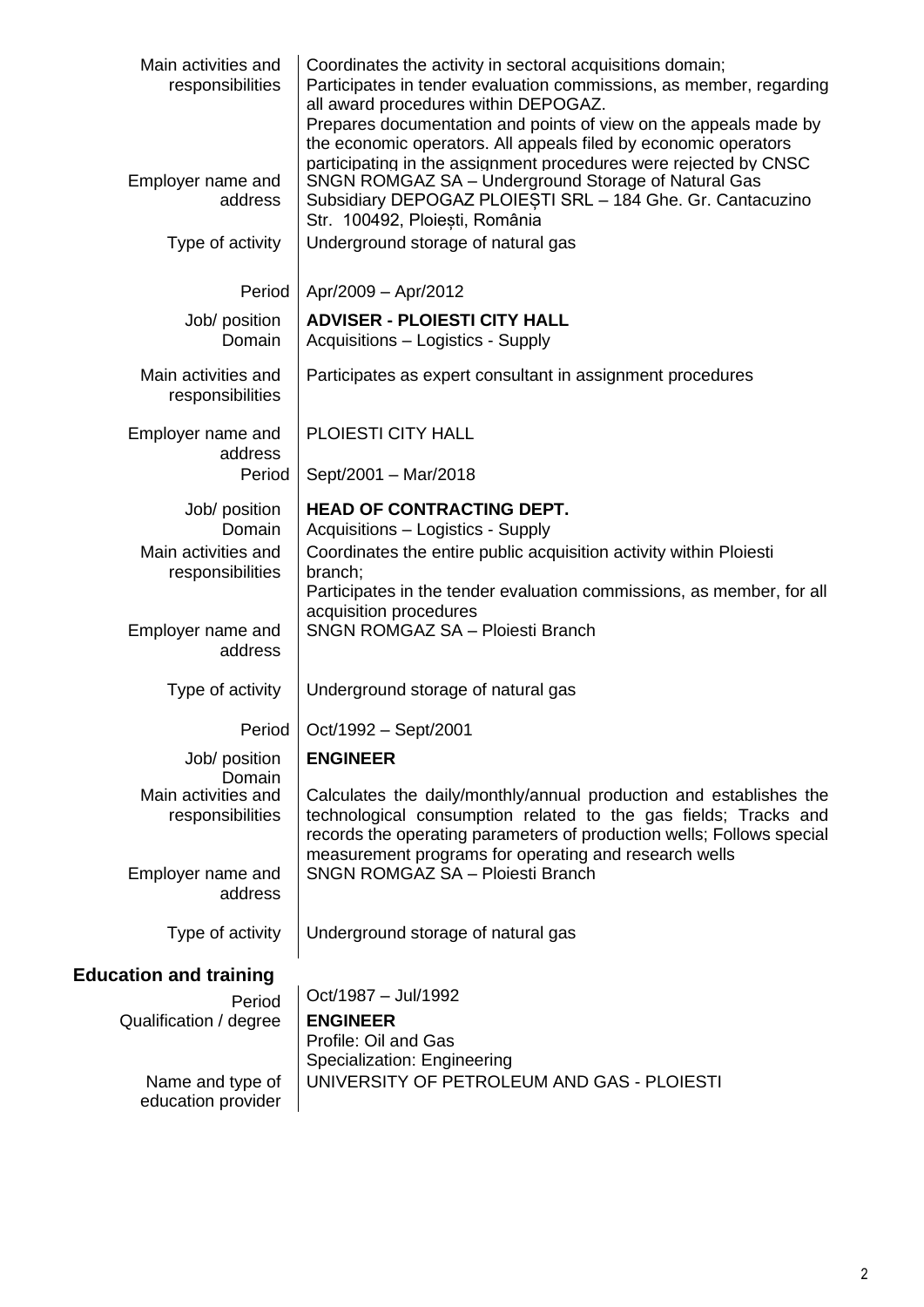| | |
|---|---|
| Main activities and responsibilities | Coordinates the activity in sectoral acquisitions domain;<br>Participates in tender evaluation commissions, as member, regarding all award procedures within DEPOGAZ.<br>Prepares documentation and points of view on the appeals made by the economic operators. All appeals filed by economic operators participating in the assignment procedures were rejected by CNSC |
| Employer name and address | SNGN ROMGAZ SA – Underground Storage of Natural Gas Subsidiary DEPOGAZ PLOIEȘTI SRL – 184 Ghe. Gr. Cantacuzino Str. 100492, Ploiești, România |
| Type of activity | Underground storage of natural gas |
| Period | Apr/2009 – Apr/2012 |
| Job/ position | **ADVISER - PLOIESTI CITY HALL** |
| Domain | Acquisitions – Logistics - Supply |
| Main activities and responsibilities | Participates as expert consultant in assignment procedures |
| Employer name and address | PLOIESTI CITY HALL |
| Period | Sept/2001 – Mar/2018 |
| Job/ position | **HEAD OF CONTRACTING DEPT.** |
| Domain | Acquisitions – Logistics - Supply |
| Main activities and responsibilities | Coordinates the entire public acquisition activity within Ploiesti branch;<br>Participates in the tender evaluation commissions, as member, for all acquisition procedures |
| Employer name and address | SNGN ROMGAZ SA – Ploiesti Branch |
| Type of activity | Underground storage of natural gas |
| Period | Oct/1992 – Sept/2001 |
| Job/ position | **ENGINEER** |
| Domain | |
| Main activities and responsibilities | Calculates the daily/monthly/annual production and establishes the technological consumption related to the gas fields; Tracks and records the operating parameters of production wells; Follows special measurement programs for operating and research wells |
| Employer name and address | SNGN ROMGAZ SA – Ploiesti Branch |
| Type of activity | Underground storage of natural gas |

## Education and training

| | |
|---|---|
| Period | Oct/1987 – Jul/1992 |
| Qualification / degree | **ENGINEER**<br>Profile: Oil and Gas<br>Specialization: Engineering |
| Name and type of education provider | UNIVERSITY OF PETROLEUM AND GAS - PLOIESTI |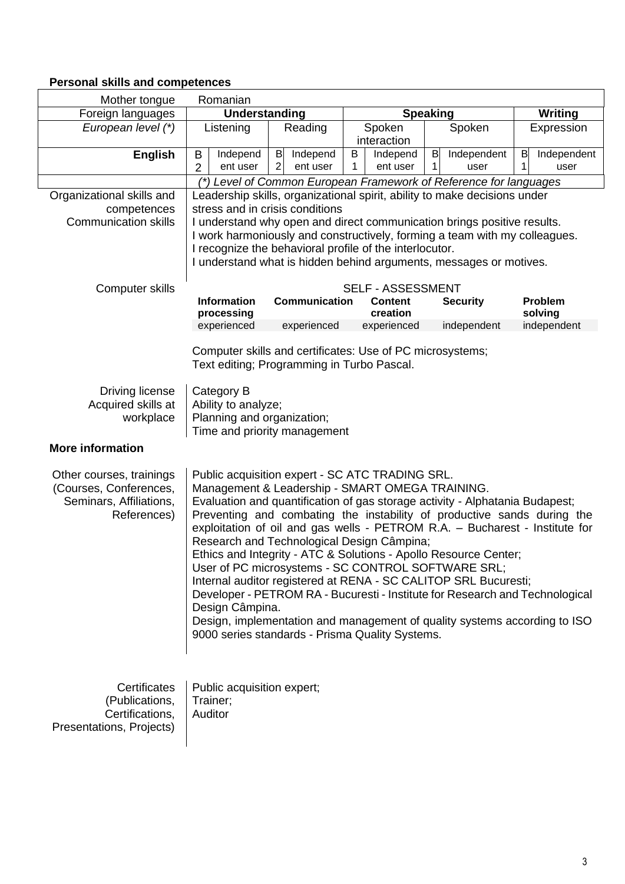**Personal skills and competences**

| | | | | | | | | | | |
|---|---|---|---|---|---|---|---|---|---|---|
| Mother tongue | Romanian | | | | | | | | | |
| Foreign languages | **Understanding** | | | | **Speaking** | | | | **Writing** | |
| *European level (*)* | Listening | | Reading | | Spoken interaction | | Spoken | | Expression | |
| **English** | B2 | Independent user | B2 | Independent user | B1 | Independent user | B1 | Independent user | B1 | Independent user |
| | *(*) Level of Common European Framework of Reference for languages* | | | | | | | | | |

| | |
|---|---|
| Organizational skills and competences<br>Communication skills | Leadership skills, organizational spirit, ability to make decisions under stress and in crisis conditions<br>I understand why open and direct communication brings positive results.<br>I work harmoniously and constructively, forming a team with my colleagues.<br>I recognize the behavioral profile of the interlocutor.<br>I understand what is hidden behind arguments, messages or motives. |

Computer skills

| SELF - ASSESSMENT | | | | |
|---|---|---|---|---|
| **Information processing** | **Communication** | **Content creation** | **Security** | **Problem solving** |
| experienced | experienced | experienced | independent | independent |

Computer skills and certificates: Use of PC microsystems; Text editing; Programming in Turbo Pascal.

| | |
|---|---|
| Driving license | Category B |
| Acquired skills at workplace | Ability to analyze;<br>Planning and organization;<br>Time and priority management |

**More information**

| | |
|---|---|
| Other courses, trainings (Courses, Conferences, Seminars, Affiliations, References) | Public acquisition expert - SC ATC TRADING SRL.<br>Management & Leadership - SMART OMEGA TRAINING.<br>Evaluation and quantification of gas storage activity - Alphatania Budapest;<br>Preventing and combating the instability of productive sands during the exploitation of oil and gas wells - PETROM R.A. – Bucharest - Institute for Research and Technological Design Câmpina;<br>Ethics and Integrity - ATC & Solutions - Apollo Resource Center;<br>User of PC microsystems - SC CONTROL SOFTWARE SRL;<br>Internal auditor registered at RENA - SC CALITOP SRL Bucuresti;<br>Developer - PETROM RA - Bucuresti - Institute for Research and Technological Design Câmpina.<br>Design, implementation and management of quality systems according to ISO 9000 series standards - Prisma Quality Systems. |
| Certificates (Publications, Certifications, Presentations, Projects) | Public acquisition expert;<br>Trainer;<br>Auditor |